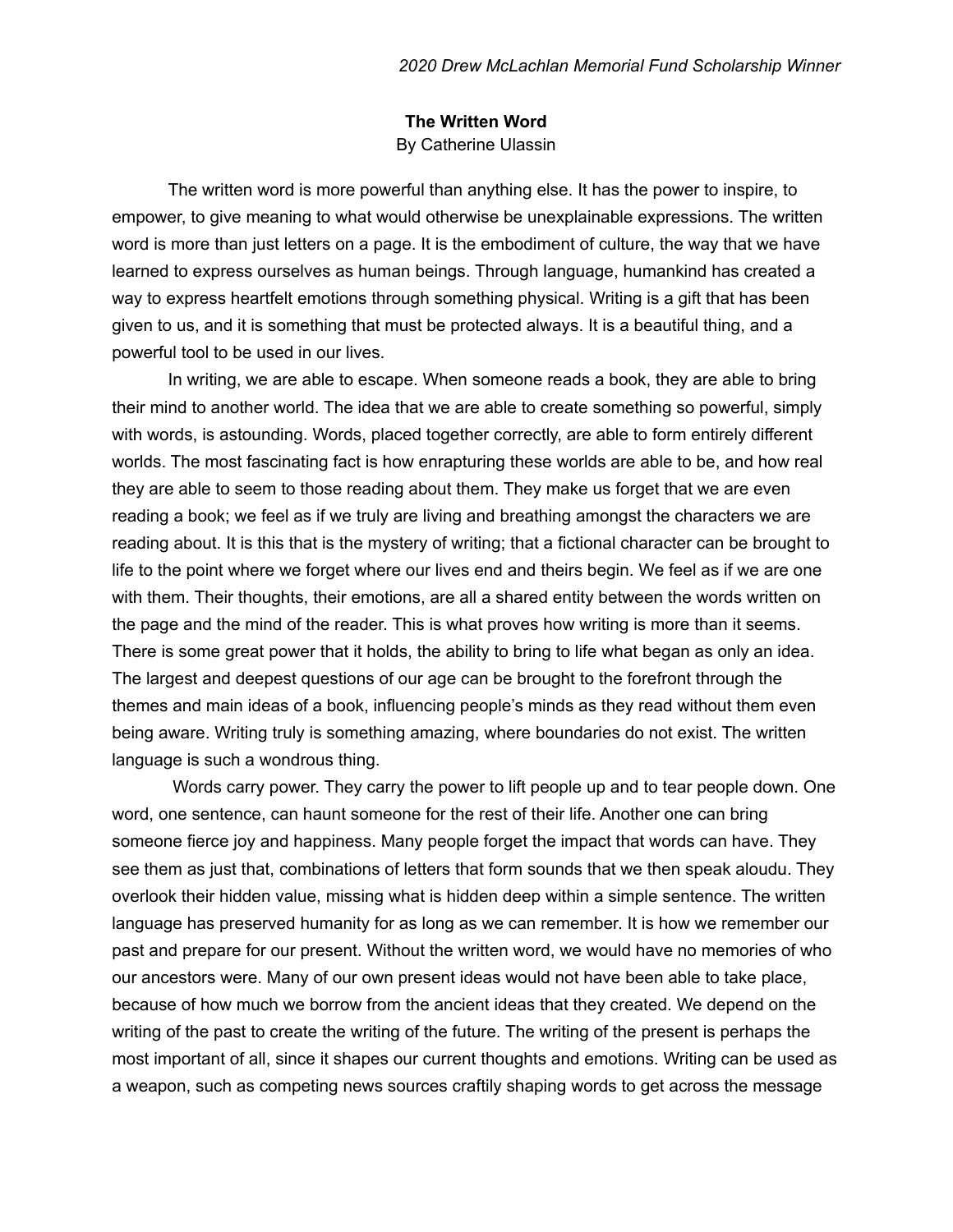*2020 Drew McLachlan Memorial Fund Scholarship Winner*

**The Written Word**

By Catherine Ulassin

The written word is more powerful than anything else. It has the power to inspire, to empower, to give meaning to what would otherwise be unexplainable expressions. The written word is more than just letters on a page. It is the embodiment of culture, the way that we have learned to express ourselves as human beings. Through language, humankind has created a way to express heartfelt emotions through something physical. Writing is a gift that has been given to us, and it is something that must be protected always. It is a beautiful thing, and a powerful tool to be used in our lives.

In writing, we are able to escape. When someone reads a book, they are able to bring their mind to another world. The idea that we are able to create something so powerful, simply with words, is astounding. Words, placed together correctly, are able to form entirely different worlds. The most fascinating fact is how enrapturing these worlds are able to be, and how real they are able to seem to those reading about them. They make us forget that we are even reading a book; we feel as if we truly are living and breathing amongst the characters we are reading about. It is this that is the mystery of writing; that a fictional character can be brought to life to the point where we forget where our lives end and theirs begin. We feel as if we are one with them. Their thoughts, their emotions, are all a shared entity between the words written on the page and the mind of the reader. This is what proves how writing is more than it seems. There is some great power that it holds, the ability to bring to life what began as only an idea. The largest and deepest questions of our age can be brought to the forefront through the themes and main ideas of a book, influencing people's minds as they read without them even being aware. Writing truly is something amazing, where boundaries do not exist. The written language is such a wondrous thing.

Words carry power. They carry the power to lift people up and to tear people down. One word, one sentence, can haunt someone for the rest of their life. Another one can bring someone fierce joy and happiness. Many people forget the impact that words can have. They see them as just that, combinations of letters that form sounds that we then speak aloudu. They overlook their hidden value, missing what is hidden deep within a simple sentence. The written language has preserved humanity for as long as we can remember. It is how we remember our past and prepare for our present. Without the written word, we would have no memories of who our ancestors were. Many of our own present ideas would not have been able to take place, because of how much we borrow from the ancient ideas that they created. We depend on the writing of the past to create the writing of the future. The writing of the present is perhaps the most important of all, since it shapes our current thoughts and emotions. Writing can be used as a weapon, such as competing news sources craftily shaping words to get across the message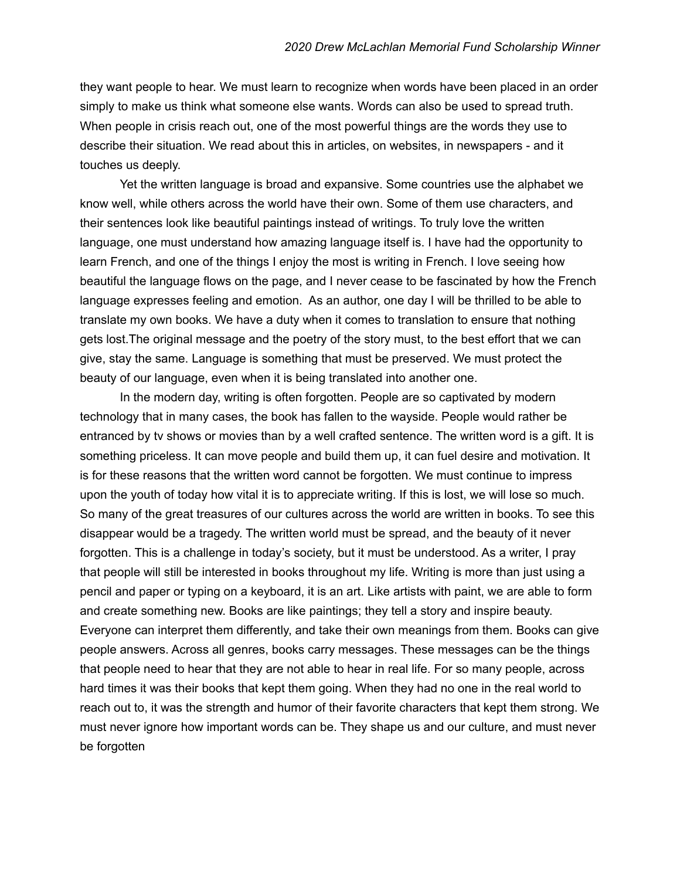they want people to hear. We must learn to recognize when words have been placed in an order simply to make us think what someone else wants. Words can also be used to spread truth. When people in crisis reach out, one of the most powerful things are the words they use to describe their situation. We read about this in articles, on websites, in newspapers - and it touches us deeply.

Yet the written language is broad and expansive. Some countries use the alphabet we know well, while others across the world have their own. Some of them use characters, and their sentences look like beautiful paintings instead of writings. To truly love the written language, one must understand how amazing language itself is. I have had the opportunity to learn French, and one of the things I enjoy the most is writing in French. I love seeing how beautiful the language flows on the page, and I never cease to be fascinated by how the French language expresses feeling and emotion. As an author, one day I will be thrilled to be able to translate my own books. We have a duty when it comes to translation to ensure that nothing gets lost.The original message and the poetry of the story must, to the best effort that we can give, stay the same. Language is something that must be preserved. We must protect the beauty of our language, even when it is being translated into another one.

In the modern day, writing is often forgotten. People are so captivated by modern technology that in many cases, the book has fallen to the wayside. People would rather be entranced by tv shows or movies than by a well crafted sentence. The written word is a gift. It is something priceless. It can move people and build them up, it can fuel desire and motivation. It is for these reasons that the written word cannot be forgotten. We must continue to impress upon the youth of today how vital it is to appreciate writing. If this is lost, we will lose so much. So many of the great treasures of our cultures across the world are written in books. To see this disappear would be a tragedy. The written world must be spread, and the beauty of it never forgotten. This is a challenge in today's society, but it must be understood. As a writer, I pray that people will still be interested in books throughout my life. Writing is more than just using a pencil and paper or typing on a keyboard, it is an art. Like artists with paint, we are able to form and create something new. Books are like paintings; they tell a story and inspire beauty. Everyone can interpret them differently, and take their own meanings from them. Books can give people answers. Across all genres, books carry messages. These messages can be the things that people need to hear that they are not able to hear in real life. For so many people, across hard times it was their books that kept them going. When they had no one in the real world to reach out to, it was the strength and humor of their favorite characters that kept them strong. We must never ignore how important words can be. They shape us and our culture, and must never be forgotten